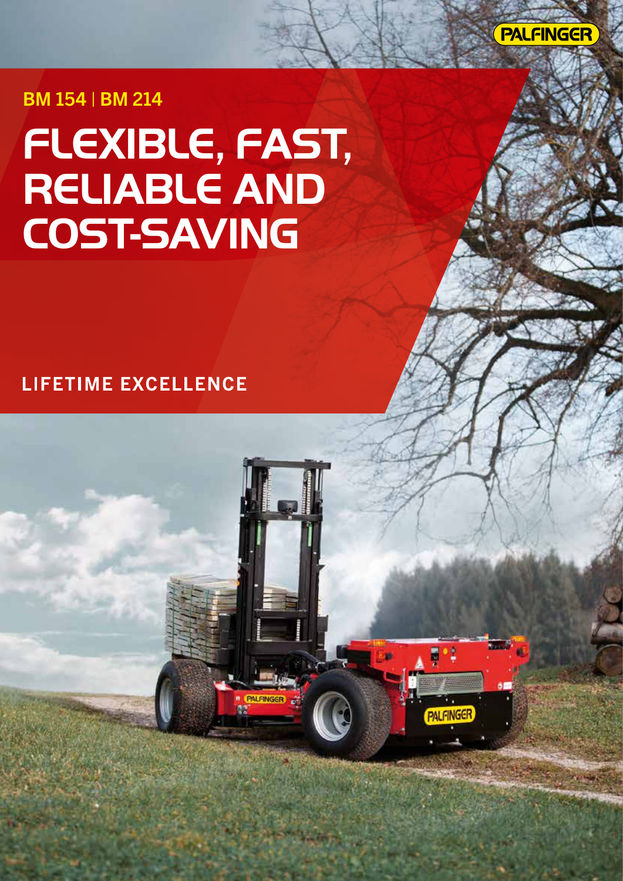PALFINGER

BM 154 | BM 214

# FLEXIBLE, FAST, RELIABLE AND COST-SAVING

LIFETIME EXCELLENCE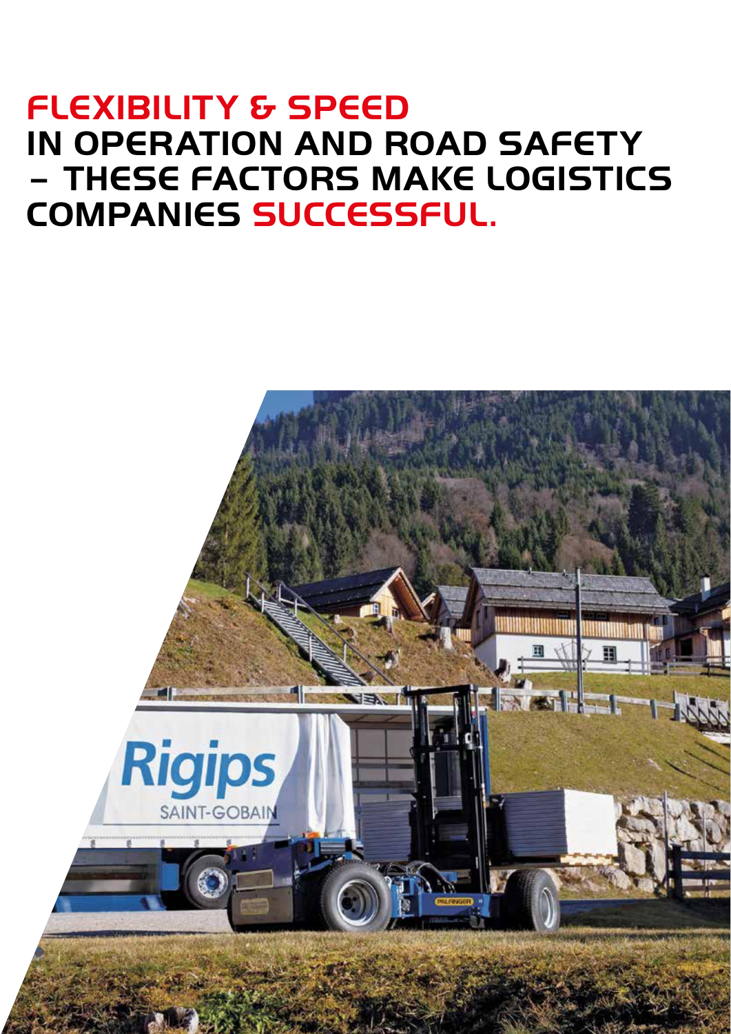# FLEXIBILITY & SPEED IN OPERATION AND ROAD SAFETY – THESE FACTORS MAKE LOGISTICS COMPANIES SUCCESSFUL.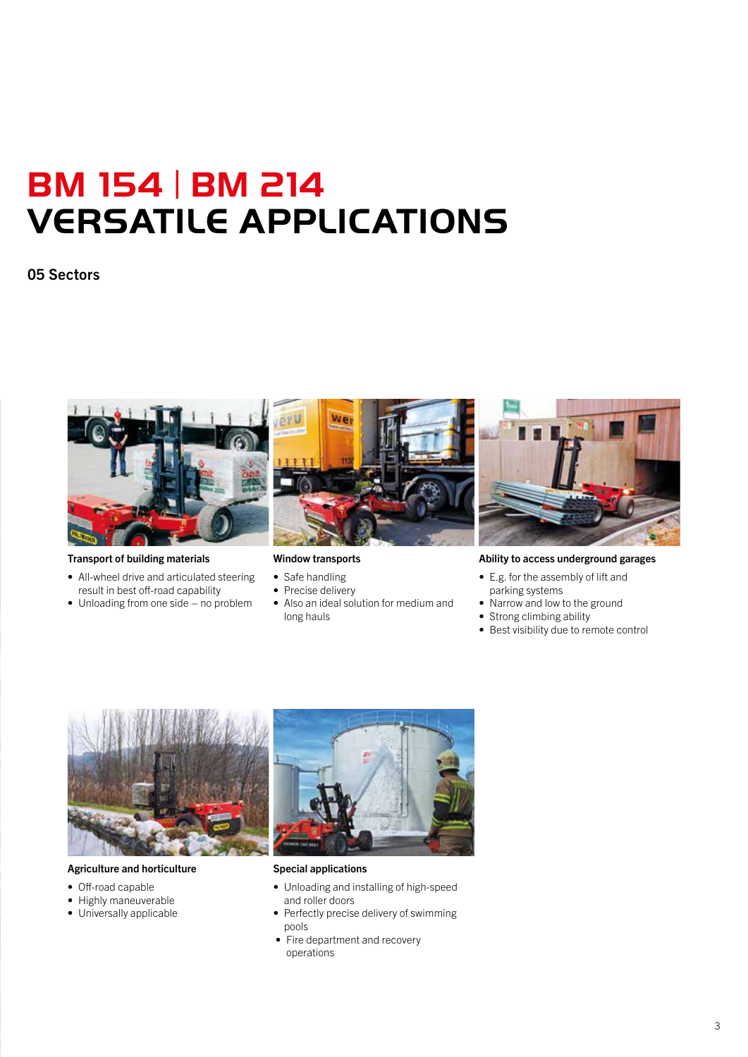# BM 154 | BM 214
# VERSATILE APPLICATIONS

## 05 Sectors

**Transport of building materials**

- All-wheel drive and articulated steering result in best off-road capability
- Unloading from one side – no problem

**Window transports**

- Safe handling
- Precise delivery
- Also an ideal solution for medium and long hauls

**Ability to access underground garages**

- E.g. for the assembly of lift and parking systems
- Narrow and low to the ground
- Strong climbing ability
- Best visibility due to remote control

**Agriculture and horticulture**

- Off-road capable
- Highly maneuverable
- Universally applicable

**Special applications**

- Unloading and installing of high-speed and roller doors
- Perfectly precise delivery of swimming pools
- Fire department and recovery operations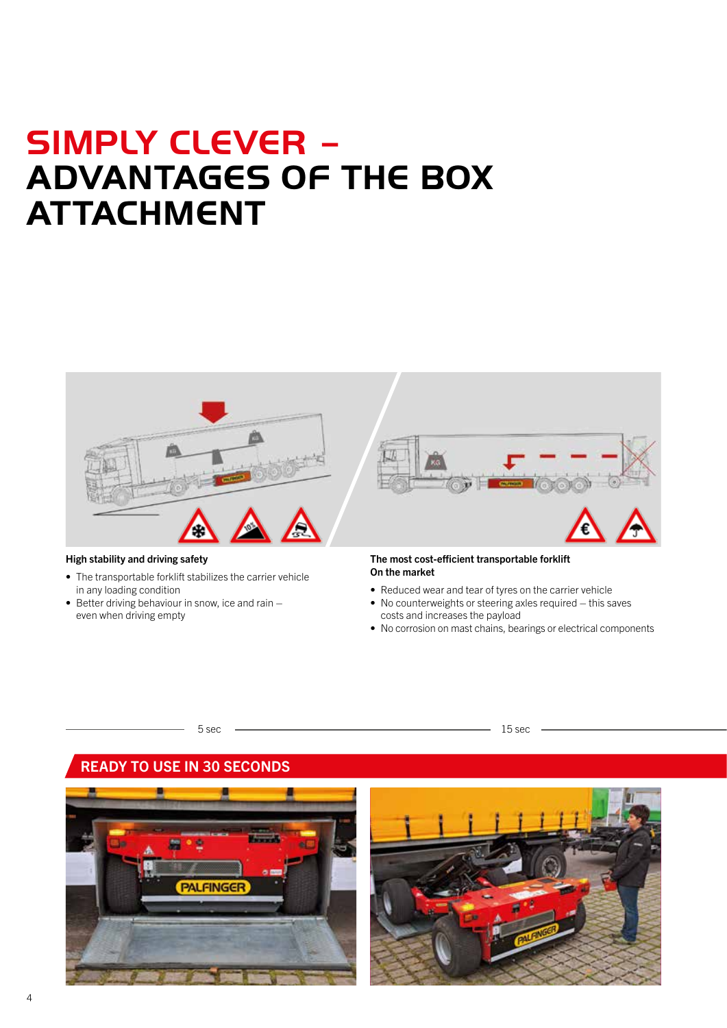# SIMPLY CLEVER – ADVANTAGES OF THE BOX ATTACHMENT

**High stability and driving safety**

- The transportable forklift stabilizes the carrier vehicle in any loading condition
- Better driving behaviour in snow, ice and rain – even when driving empty

**The most cost-efficient transportable forklift On the market**

- Reduced wear and tear of tyres on the carrier vehicle
- No counterweights or steering axles required – this saves costs and increases the payload
- No corrosion on mast chains, bearings or electrical components

5 sec

15 sec

## READY TO USE IN 30 SECONDS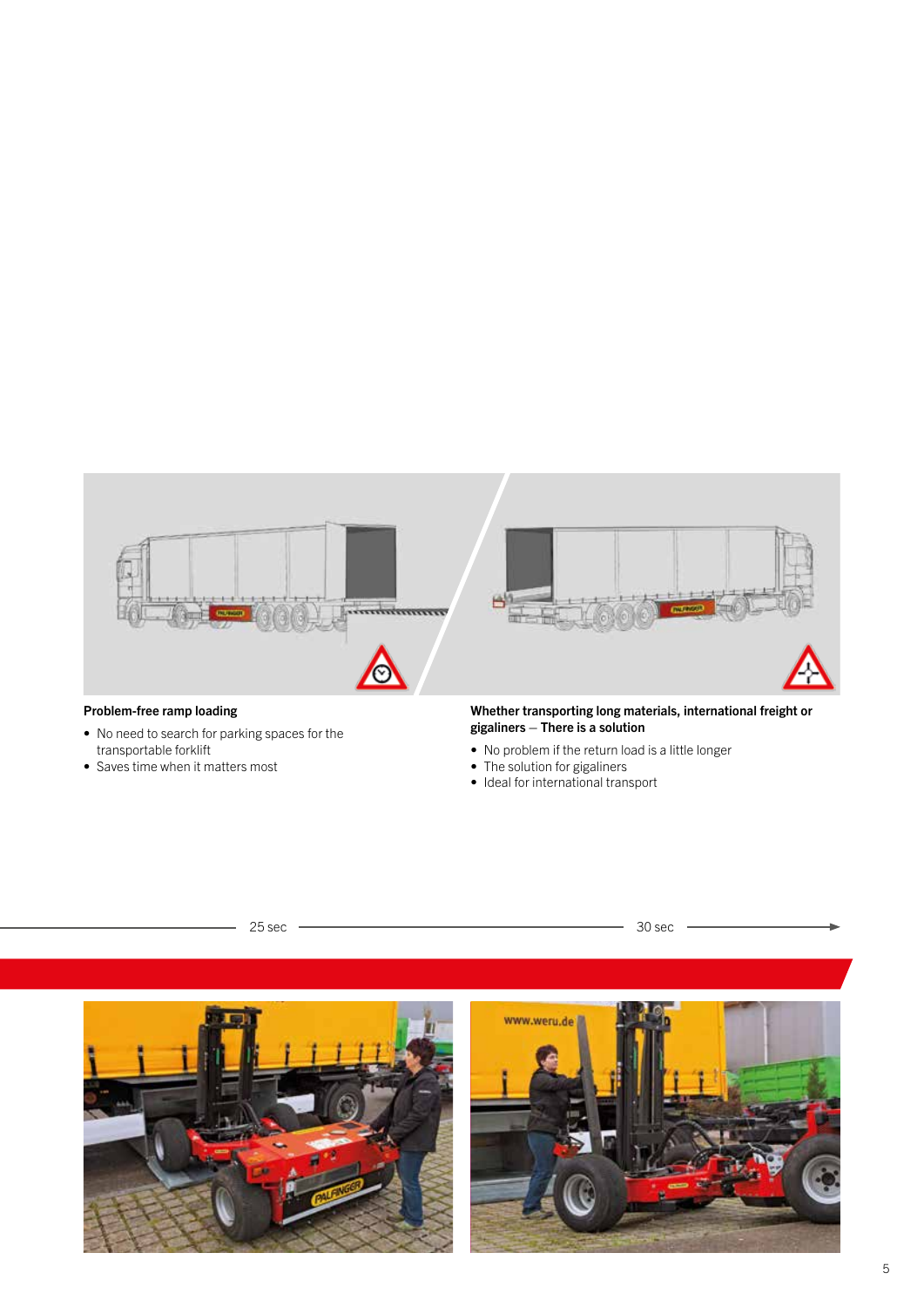**Problem-free ramp loading**

- No need to search for parking spaces for the transportable forklift
- Saves time when it matters most

**Whether transporting long materials, international freight or gigaliners – There is a solution**

- No problem if the return load is a little longer
- The solution for gigaliners
- Ideal for international transport

25 sec

30 sec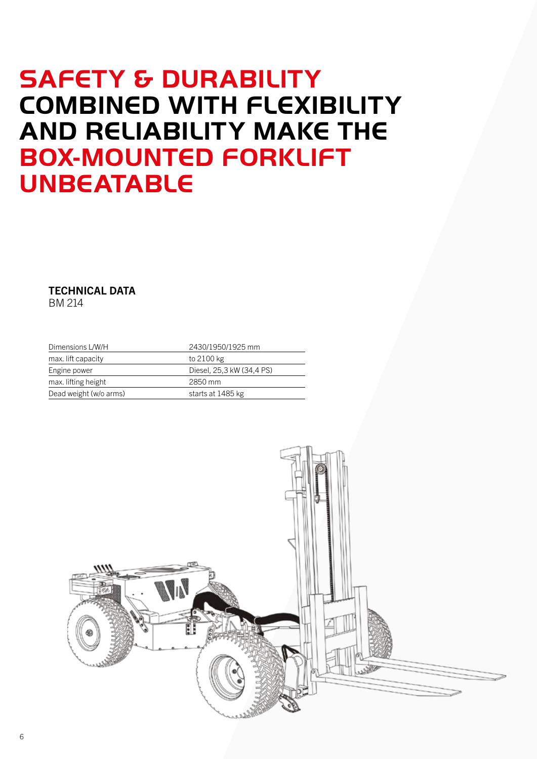# SAFETY & DURABILITY COMBINED WITH FLEXIBILITY AND RELIABILITY MAKE THE BOX-MOUNTED FORKLIFT UNBEATABLE

**TECHNICAL DATA**
BM 214

| Dimensions L/W/H | 2430/1950/1925 mm |
|---|---|
| max. lift capacity | to 2100 kg |
| Engine power | Diesel, 25,3 kW (34,4 PS) |
| max. lifting height | 2850 mm |
| Dead weight (w/o arms) | starts at 1485 kg |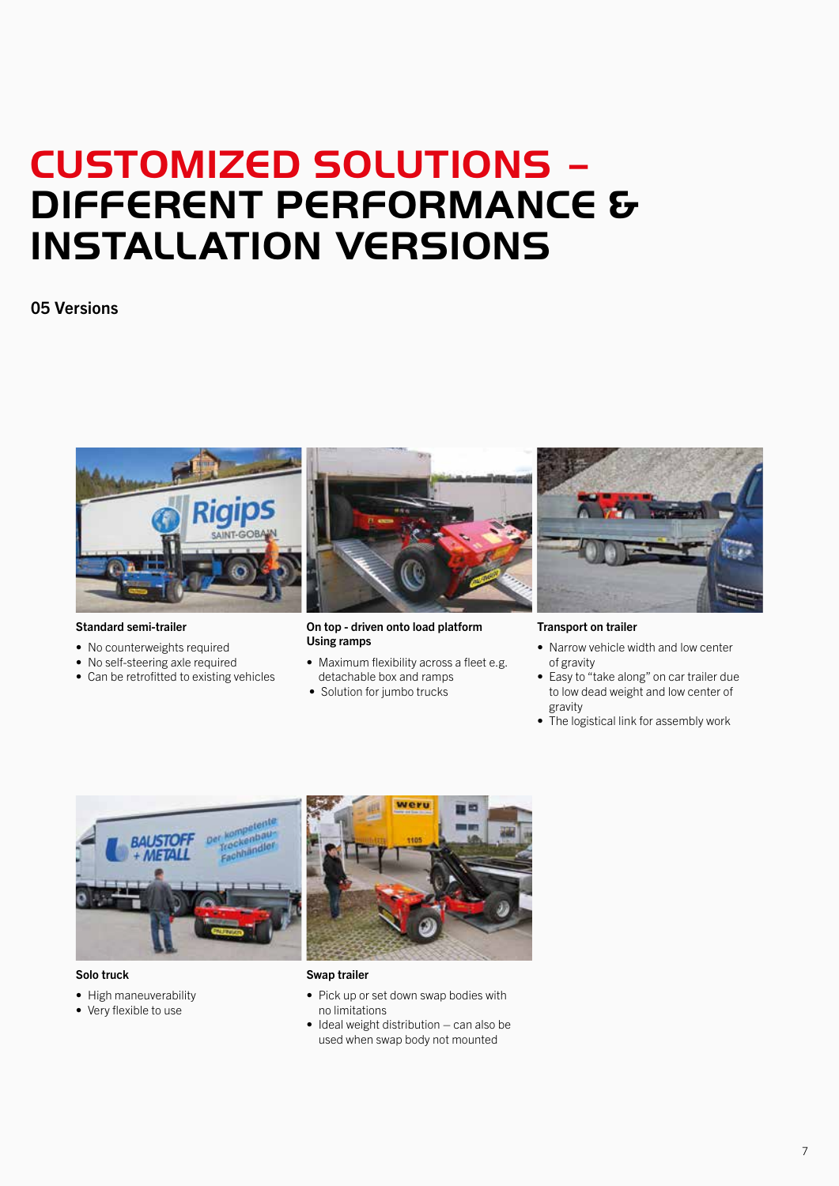# CUSTOMIZED SOLUTIONS – DIFFERENT PERFORMANCE & INSTALLATION VERSIONS

## 05 Versions

**Standard semi-trailer**

- No counterweights required
- No self-steering axle required
- Can be retrofitted to existing vehicles

**On top - driven onto load platform Using ramps**

- Maximum flexibility across a fleet e.g. detachable box and ramps
- Solution for jumbo trucks

**Transport on trailer**

- Narrow vehicle width and low center of gravity
- Easy to "take along" on car trailer due to low dead weight and low center of gravity
- The logistical link for assembly work

**Solo truck**

- High maneuverability
- Very flexible to use

**Swap trailer**

- Pick up or set down swap bodies with no limitations
- Ideal weight distribution – can also be used when swap body not mounted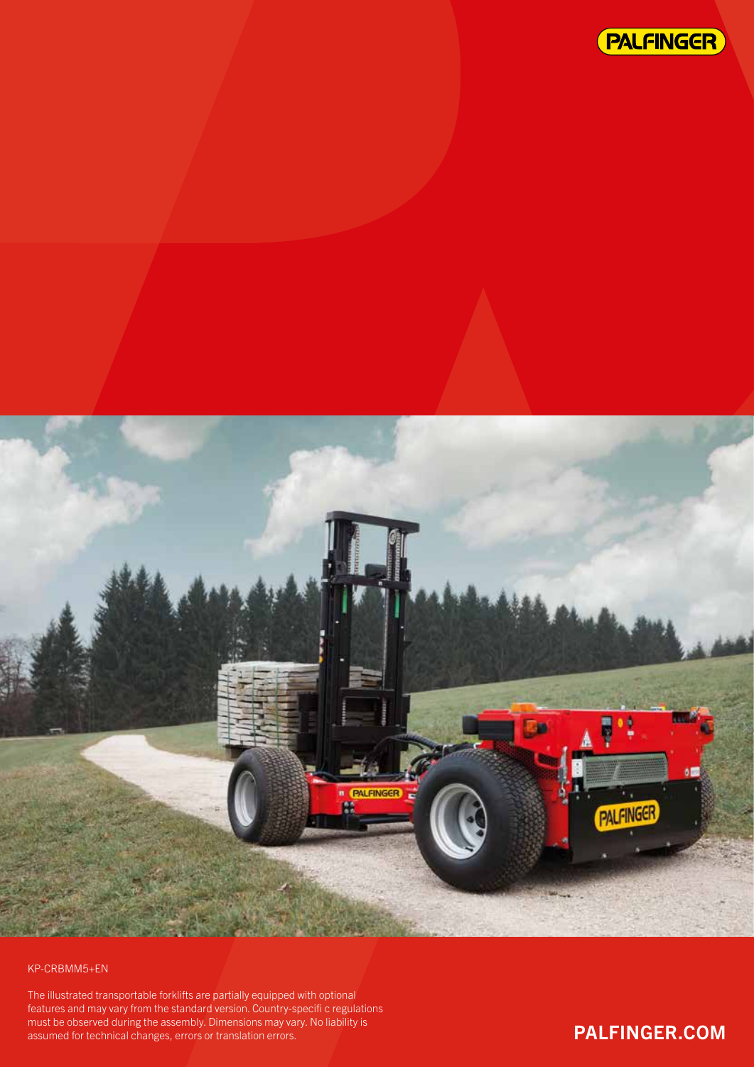KP-CRBMM5+EN

The illustrated transportable forklifts are partially equipped with optional features and may vary from the standard version. Country-specifi c regulations must be observed during the assembly. Dimensions may vary. No liability is assumed for technical changes, errors or translation errors.

**PALFINGER.COM**